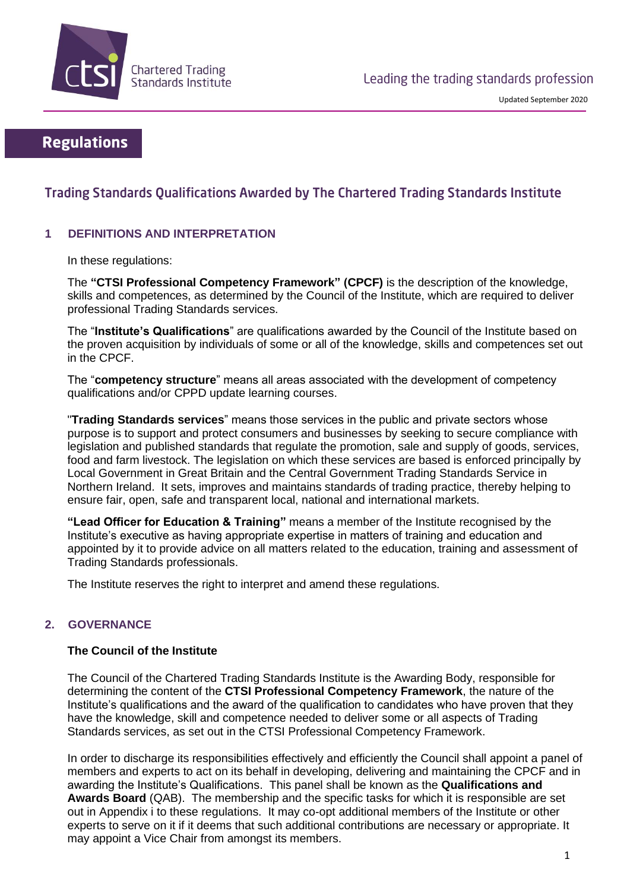# Regulations

## Trading Standards Qualifications Awarded by The Chartered Trading Standards Institute

### 1 DEFINITIONS AND INTERPRETATION

In these regulations:

The **"CTSI Professional Competency Framework" (CPCF)** is the description of the knowledge, skills and competences, as determined by the Council of the Institute, which are required to deliver professional Trading Standards services.

The "**Institute's Qualifications**" are qualifications awarded by the Council of the Institute based on the proven acquisition by individuals of some or all of the knowledge, skills and competences set out in the CPCF.

The "**competency structure**" means all areas associated with the development of competency qualifications and/or CPPD update learning courses.

"**Trading Standards services**" means those services in the public and private sectors whose purpose is to support and protect consumers and businesses by seeking to secure compliance with legislation and published standards that regulate the promotion, sale and supply of goods, services, food and farm livestock. The legislation on which these services are based is enforced principally by Local Government in Great Britain and the Central Government Trading Standards Service in Northern Ireland. It sets, improves and maintains standards of trading practice, thereby helping to ensure fair, open, safe and transparent local, national and international markets.

**"Lead Officer for Education & Training"** means a member of the Institute recognised by the Institute's executive as having appropriate expertise in matters of training and education and appointed by it to provide advice on all matters related to the education, training and assessment of Trading Standards professionals.

The Institute reserves the right to interpret and amend these regulations.

### 2. GOVERNANCE

**The Council of the Institute**

The Council of the Chartered Trading Standards Institute is the Awarding Body, responsible for determining the content of the **CTSI Professional Competency Framework**, the nature of the Institute's qualifications and the award of the qualification to candidates who have proven that they have the knowledge, skill and competence needed to deliver some or all aspects of Trading Standards services, as set out in the CTSI Professional Competency Framework.

In order to discharge its responsibilities effectively and efficiently the Council shall appoint a panel of members and experts to act on its behalf in developing, delivering and maintaining the CPCF and in awarding the Institute's Qualifications. This panel shall be known as the **Qualifications and Awards Board** (QAB). The membership and the specific tasks for which it is responsible are set out in Appendix i to these regulations. It may co-opt additional members of the Institute or other experts to serve on it if it deems that such additional contributions are necessary or appropriate. It may appoint a Vice Chair from amongst its members.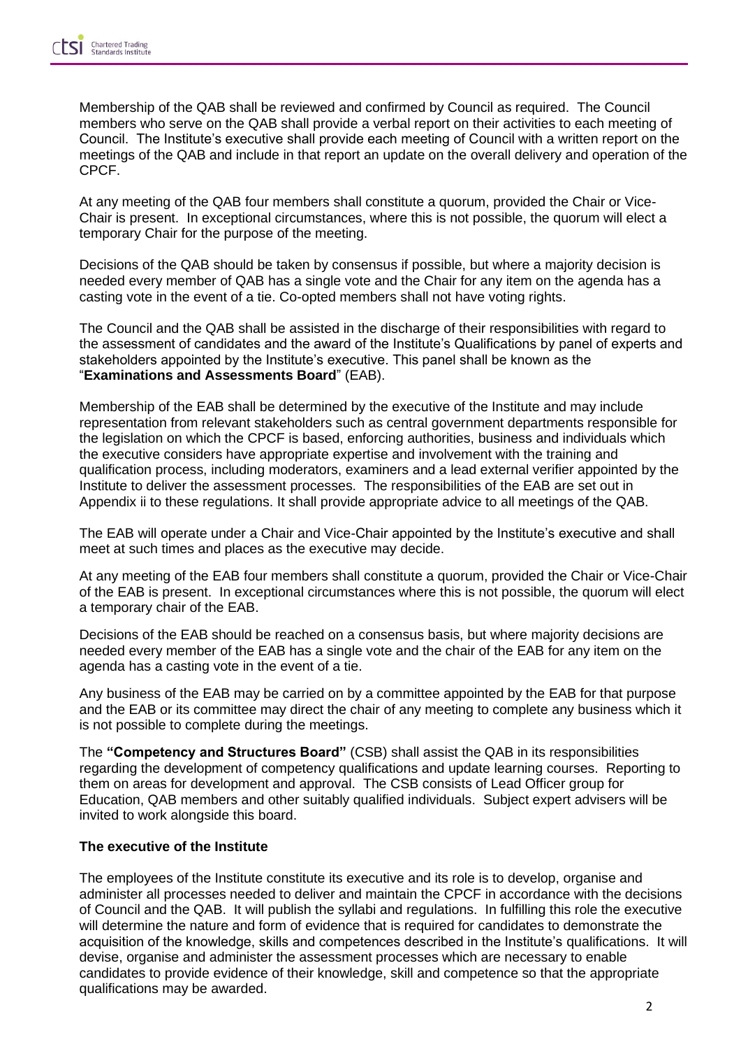Membership of the QAB shall be reviewed and confirmed by Council as required. The Council members who serve on the QAB shall provide a verbal report on their activities to each meeting of Council. The Institute's executive shall provide each meeting of Council with a written report on the meetings of the QAB and include in that report an update on the overall delivery and operation of the CPCF.

At any meeting of the QAB four members shall constitute a quorum, provided the Chair or Vice-Chair is present. In exceptional circumstances, where this is not possible, the quorum will elect a temporary Chair for the purpose of the meeting.

Decisions of the QAB should be taken by consensus if possible, but where a majority decision is needed every member of QAB has a single vote and the Chair for any item on the agenda has a casting vote in the event of a tie. Co-opted members shall not have voting rights.

The Council and the QAB shall be assisted in the discharge of their responsibilities with regard to the assessment of candidates and the award of the Institute's Qualifications by panel of experts and stakeholders appointed by the Institute's executive. This panel shall be known as the "**Examinations and Assessments Board**" (EAB).

Membership of the EAB shall be determined by the executive of the Institute and may include representation from relevant stakeholders such as central government departments responsible for the legislation on which the CPCF is based, enforcing authorities, business and individuals which the executive considers have appropriate expertise and involvement with the training and qualification process, including moderators, examiners and a lead external verifier appointed by the Institute to deliver the assessment processes. The responsibilities of the EAB are set out in Appendix ii to these regulations. It shall provide appropriate advice to all meetings of the QAB.

The EAB will operate under a Chair and Vice-Chair appointed by the Institute's executive and shall meet at such times and places as the executive may decide.

At any meeting of the EAB four members shall constitute a quorum, provided the Chair or Vice-Chair of the EAB is present. In exceptional circumstances where this is not possible, the quorum will elect a temporary chair of the EAB.

Decisions of the EAB should be reached on a consensus basis, but where majority decisions are needed every member of the EAB has a single vote and the chair of the EAB for any item on the agenda has a casting vote in the event of a tie.

Any business of the EAB may be carried on by a committee appointed by the EAB for that purpose and the EAB or its committee may direct the chair of any meeting to complete any business which it is not possible to complete during the meetings.

The **"Competency and Structures Board"** (CSB) shall assist the QAB in its responsibilities regarding the development of competency qualifications and update learning courses. Reporting to them on areas for development and approval. The CSB consists of Lead Officer group for Education, QAB members and other suitably qualified individuals. Subject expert advisers will be invited to work alongside this board.

**The executive of the Institute**

The employees of the Institute constitute its executive and its role is to develop, organise and administer all processes needed to deliver and maintain the CPCF in accordance with the decisions of Council and the QAB. It will publish the syllabi and regulations. In fulfilling this role the executive will determine the nature and form of evidence that is required for candidates to demonstrate the acquisition of the knowledge, skills and competences described in the Institute's qualifications. It will devise, organise and administer the assessment processes which are necessary to enable candidates to provide evidence of their knowledge, skill and competence so that the appropriate qualifications may be awarded.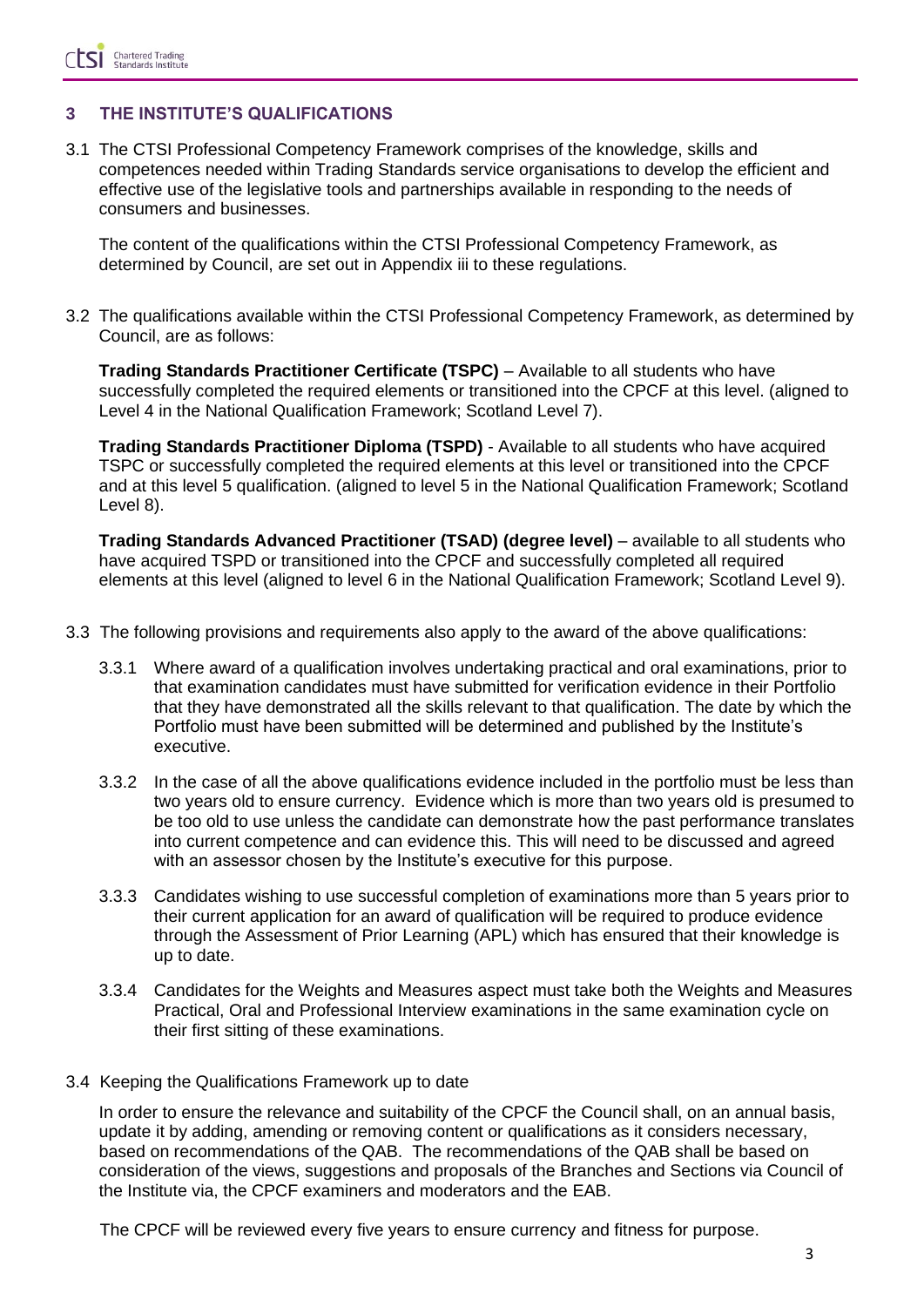## 3 THE INSTITUTE'S QUALIFICATIONS

3.1 The CTSI Professional Competency Framework comprises of the knowledge, skills and competences needed within Trading Standards service organisations to develop the efficient and effective use of the legislative tools and partnerships available in responding to the needs of consumers and businesses.

The content of the qualifications within the CTSI Professional Competency Framework, as determined by Council, are set out in Appendix iii to these regulations.

3.2 The qualifications available within the CTSI Professional Competency Framework, as determined by Council, are as follows:

**Trading Standards Practitioner Certificate (TSPC)** – Available to all students who have successfully completed the required elements or transitioned into the CPCF at this level. (aligned to Level 4 in the National Qualification Framework; Scotland Level 7).

**Trading Standards Practitioner Diploma (TSPD)** - Available to all students who have acquired TSPC or successfully completed the required elements at this level or transitioned into the CPCF and at this level 5 qualification. (aligned to level 5 in the National Qualification Framework; Scotland Level 8).

**Trading Standards Advanced Practitioner (TSAD) (degree level)** – available to all students who have acquired TSPD or transitioned into the CPCF and successfully completed all required elements at this level (aligned to level 6 in the National Qualification Framework; Scotland Level 9).

3.3 The following provisions and requirements also apply to the award of the above qualifications:

3.3.1 Where award of a qualification involves undertaking practical and oral examinations, prior to that examination candidates must have submitted for verification evidence in their Portfolio that they have demonstrated all the skills relevant to that qualification. The date by which the Portfolio must have been submitted will be determined and published by the Institute's executive.

3.3.2 In the case of all the above qualifications evidence included in the portfolio must be less than two years old to ensure currency. Evidence which is more than two years old is presumed to be too old to use unless the candidate can demonstrate how the past performance translates into current competence and can evidence this. This will need to be discussed and agreed with an assessor chosen by the Institute's executive for this purpose.

3.3.3 Candidates wishing to use successful completion of examinations more than 5 years prior to their current application for an award of qualification will be required to produce evidence through the Assessment of Prior Learning (APL) which has ensured that their knowledge is up to date.

3.3.4 Candidates for the Weights and Measures aspect must take both the Weights and Measures Practical, Oral and Professional Interview examinations in the same examination cycle on their first sitting of these examinations.

3.4 Keeping the Qualifications Framework up to date

In order to ensure the relevance and suitability of the CPCF the Council shall, on an annual basis, update it by adding, amending or removing content or qualifications as it considers necessary, based on recommendations of the QAB. The recommendations of the QAB shall be based on consideration of the views, suggestions and proposals of the Branches and Sections via Council of the Institute via, the CPCF examiners and moderators and the EAB.

The CPCF will be reviewed every five years to ensure currency and fitness for purpose.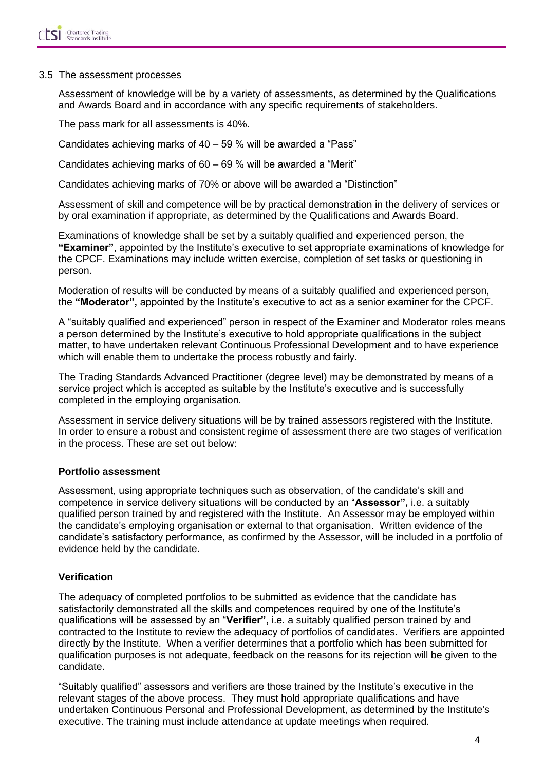### 3.5 The assessment processes

Assessment of knowledge will be by a variety of assessments, as determined by the Qualifications and Awards Board and in accordance with any specific requirements of stakeholders.

The pass mark for all assessments is 40%.

Candidates achieving marks of 40 – 59 % will be awarded a "Pass"

Candidates achieving marks of 60 – 69 % will be awarded a "Merit"

Candidates achieving marks of 70% or above will be awarded a "Distinction"

Assessment of skill and competence will be by practical demonstration in the delivery of services or by oral examination if appropriate, as determined by the Qualifications and Awards Board.

Examinations of knowledge shall be set by a suitably qualified and experienced person, the **"Examiner"**, appointed by the Institute's executive to set appropriate examinations of knowledge for the CPCF. Examinations may include written exercise, completion of set tasks or questioning in person.

Moderation of results will be conducted by means of a suitably qualified and experienced person, the **"Moderator",** appointed by the Institute's executive to act as a senior examiner for the CPCF.

A "suitably qualified and experienced" person in respect of the Examiner and Moderator roles means a person determined by the Institute's executive to hold appropriate qualifications in the subject matter, to have undertaken relevant Continuous Professional Development and to have experience which will enable them to undertake the process robustly and fairly.

The Trading Standards Advanced Practitioner (degree level) may be demonstrated by means of a service project which is accepted as suitable by the Institute's executive and is successfully completed in the employing organisation.

Assessment in service delivery situations will be by trained assessors registered with the Institute. In order to ensure a robust and consistent regime of assessment there are two stages of verification in the process. These are set out below:

**Portfolio assessment**

Assessment, using appropriate techniques such as observation, of the candidate's skill and competence in service delivery situations will be conducted by an "**Assessor",** i.e. a suitably qualified person trained by and registered with the Institute. An Assessor may be employed within the candidate's employing organisation or external to that organisation. Written evidence of the candidate's satisfactory performance, as confirmed by the Assessor, will be included in a portfolio of evidence held by the candidate.

**Verification**

The adequacy of completed portfolios to be submitted as evidence that the candidate has satisfactorily demonstrated all the skills and competences required by one of the Institute's qualifications will be assessed by an "**Verifier"**, i.e. a suitably qualified person trained by and contracted to the Institute to review the adequacy of portfolios of candidates. Verifiers are appointed directly by the Institute. When a verifier determines that a portfolio which has been submitted for qualification purposes is not adequate, feedback on the reasons for its rejection will be given to the candidate.

"Suitably qualified" assessors and verifiers are those trained by the Institute's executive in the relevant stages of the above process. They must hold appropriate qualifications and have undertaken Continuous Personal and Professional Development, as determined by the Institute's executive. The training must include attendance at update meetings when required.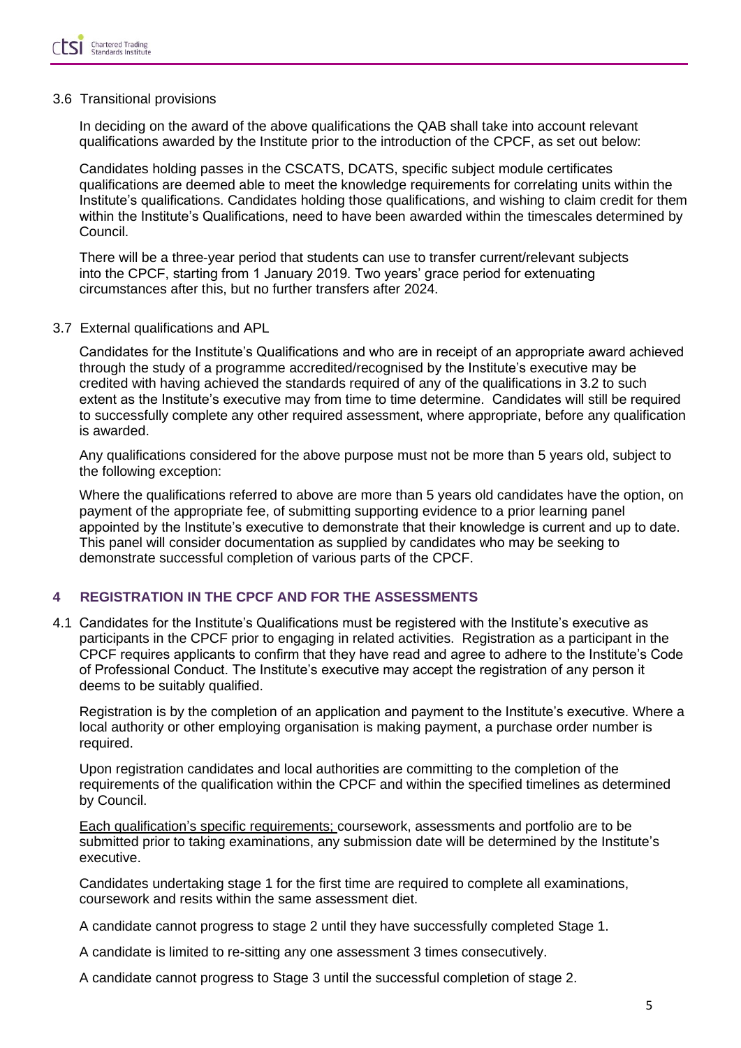### 3.6 Transitional provisions

In deciding on the award of the above qualifications the QAB shall take into account relevant qualifications awarded by the Institute prior to the introduction of the CPCF, as set out below:

Candidates holding passes in the CSCATS, DCATS, specific subject module certificates qualifications are deemed able to meet the knowledge requirements for correlating units within the Institute's qualifications. Candidates holding those qualifications, and wishing to claim credit for them within the Institute's Qualifications, need to have been awarded within the timescales determined by Council.

There will be a three-year period that students can use to transfer current/relevant subjects into the CPCF, starting from 1 January 2019. Two years' grace period for extenuating circumstances after this, but no further transfers after 2024.

### 3.7 External qualifications and APL

Candidates for the Institute's Qualifications and who are in receipt of an appropriate award achieved through the study of a programme accredited/recognised by the Institute's executive may be credited with having achieved the standards required of any of the qualifications in 3.2 to such extent as the Institute's executive may from time to time determine. Candidates will still be required to successfully complete any other required assessment, where appropriate, before any qualification is awarded.

Any qualifications considered for the above purpose must not be more than 5 years old, subject to the following exception:

Where the qualifications referred to above are more than 5 years old candidates have the option, on payment of the appropriate fee, of submitting supporting evidence to a prior learning panel appointed by the Institute's executive to demonstrate that their knowledge is current and up to date. This panel will consider documentation as supplied by candidates who may be seeking to demonstrate successful completion of various parts of the CPCF.

## 4 REGISTRATION IN THE CPCF AND FOR THE ASSESSMENTS

4.1 Candidates for the Institute's Qualifications must be registered with the Institute's executive as participants in the CPCF prior to engaging in related activities. Registration as a participant in the CPCF requires applicants to confirm that they have read and agree to adhere to the Institute's Code of Professional Conduct. The Institute's executive may accept the registration of any person it deems to be suitably qualified.

Registration is by the completion of an application and payment to the Institute's executive. Where a local authority or other employing organisation is making payment, a purchase order number is required.

Upon registration candidates and local authorities are committing to the completion of the requirements of the qualification within the CPCF and within the specified timelines as determined by Council.

Each qualification's specific requirements; coursework, assessments and portfolio are to be submitted prior to taking examinations, any submission date will be determined by the Institute's executive.

Candidates undertaking stage 1 for the first time are required to complete all examinations, coursework and resits within the same assessment diet.

A candidate cannot progress to stage 2 until they have successfully completed Stage 1.

A candidate is limited to re-sitting any one assessment 3 times consecutively.

A candidate cannot progress to Stage 3 until the successful completion of stage 2.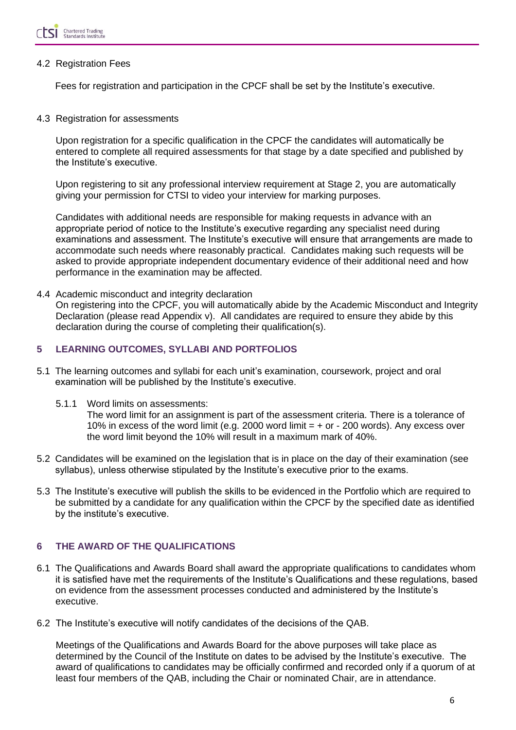4.2 Registration Fees

Fees for registration and participation in the CPCF shall be set by the Institute's executive.

4.3 Registration for assessments

Upon registration for a specific qualification in the CPCF the candidates will automatically be entered to complete all required assessments for that stage by a date specified and published by the Institute's executive.

Upon registering to sit any professional interview requirement at Stage 2, you are automatically giving your permission for CTSI to video your interview for marking purposes.

Candidates with additional needs are responsible for making requests in advance with an appropriate period of notice to the Institute's executive regarding any specialist need during examinations and assessment. The Institute's executive will ensure that arrangements are made to accommodate such needs where reasonably practical. Candidates making such requests will be asked to provide appropriate independent documentary evidence of their additional need and how performance in the examination may be affected.

4.4 Academic misconduct and integrity declaration
On registering into the CPCF, you will automatically abide by the Academic Misconduct and Integrity Declaration (please read Appendix v). All candidates are required to ensure they abide by this declaration during the course of completing their qualification(s).

## 5 LEARNING OUTCOMES, SYLLABI AND PORTFOLIOS

5.1 The learning outcomes and syllabi for each unit's examination, coursework, project and oral examination will be published by the Institute's executive.

5.1.1 Word limits on assessments:
The word limit for an assignment is part of the assessment criteria. There is a tolerance of 10% in excess of the word limit (e.g. 2000 word limit = + or - 200 words). Any excess over the word limit beyond the 10% will result in a maximum mark of 40%.

5.2 Candidates will be examined on the legislation that is in place on the day of their examination (see syllabus), unless otherwise stipulated by the Institute's executive prior to the exams.

5.3 The Institute's executive will publish the skills to be evidenced in the Portfolio which are required to be submitted by a candidate for any qualification within the CPCF by the specified date as identified by the institute's executive.

## 6 THE AWARD OF THE QUALIFICATIONS

6.1 The Qualifications and Awards Board shall award the appropriate qualifications to candidates whom it is satisfied have met the requirements of the Institute's Qualifications and these regulations, based on evidence from the assessment processes conducted and administered by the Institute's executive.

6.2 The Institute's executive will notify candidates of the decisions of the QAB.

Meetings of the Qualifications and Awards Board for the above purposes will take place as determined by the Council of the Institute on dates to be advised by the Institute's executive. The award of qualifications to candidates may be officially confirmed and recorded only if a quorum of at least four members of the QAB, including the Chair or nominated Chair, are in attendance.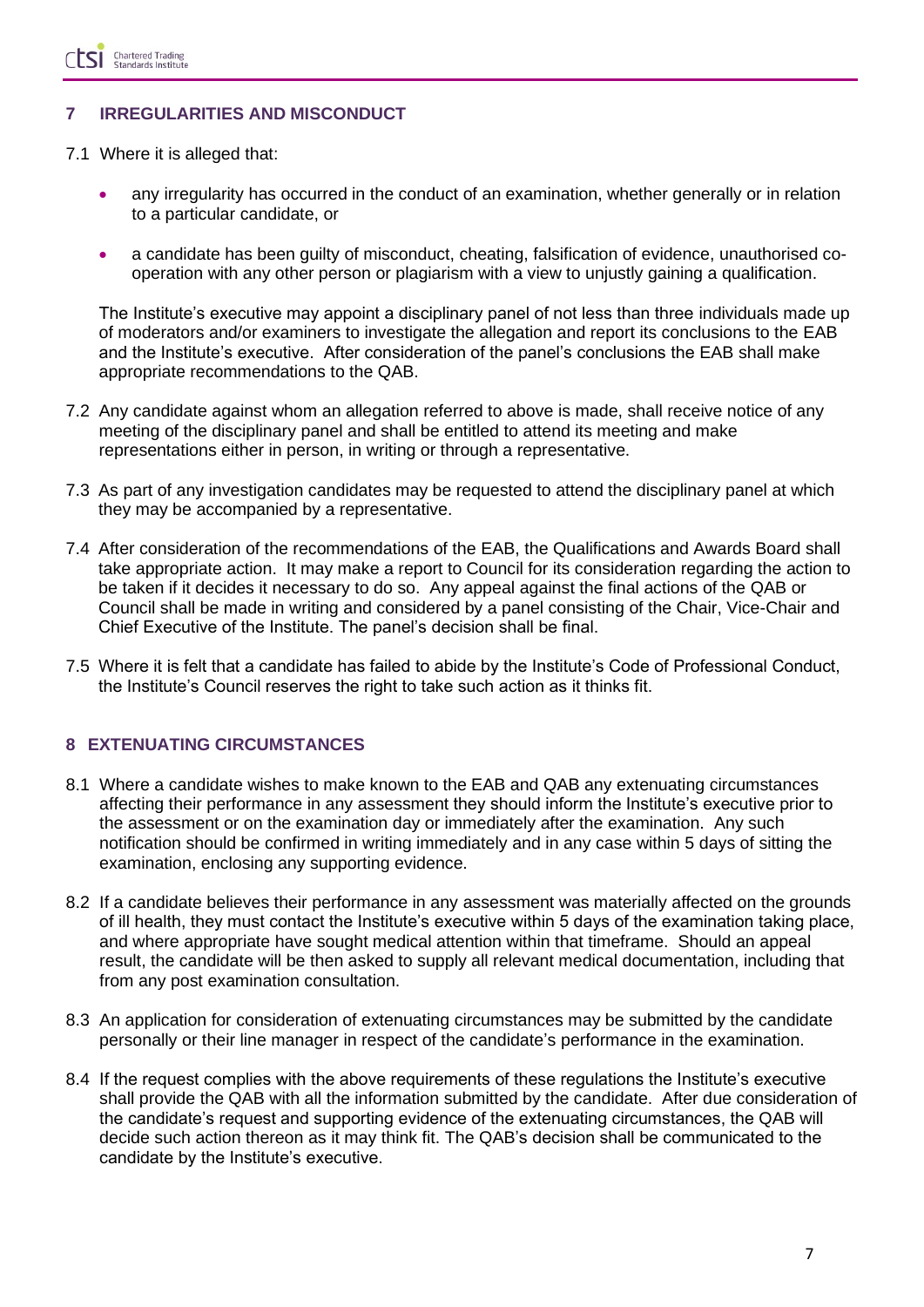## 7 IRREGULARITIES AND MISCONDUCT

7.1 Where it is alleged that:

- any irregularity has occurred in the conduct of an examination, whether generally or in relation to a particular candidate, or
- a candidate has been guilty of misconduct, cheating, falsification of evidence, unauthorised co-operation with any other person or plagiarism with a view to unjustly gaining a qualification.

The Institute's executive may appoint a disciplinary panel of not less than three individuals made up of moderators and/or examiners to investigate the allegation and report its conclusions to the EAB and the Institute's executive. After consideration of the panel's conclusions the EAB shall make appropriate recommendations to the QAB.

7.2 Any candidate against whom an allegation referred to above is made, shall receive notice of any meeting of the disciplinary panel and shall be entitled to attend its meeting and make representations either in person, in writing or through a representative.

7.3 As part of any investigation candidates may be requested to attend the disciplinary panel at which they may be accompanied by a representative.

7.4 After consideration of the recommendations of the EAB, the Qualifications and Awards Board shall take appropriate action. It may make a report to Council for its consideration regarding the action to be taken if it decides it necessary to do so. Any appeal against the final actions of the QAB or Council shall be made in writing and considered by a panel consisting of the Chair, Vice-Chair and Chief Executive of the Institute. The panel's decision shall be final.

7.5 Where it is felt that a candidate has failed to abide by the Institute's Code of Professional Conduct, the Institute's Council reserves the right to take such action as it thinks fit.

## 8 EXTENUATING CIRCUMSTANCES

8.1 Where a candidate wishes to make known to the EAB and QAB any extenuating circumstances affecting their performance in any assessment they should inform the Institute's executive prior to the assessment or on the examination day or immediately after the examination. Any such notification should be confirmed in writing immediately and in any case within 5 days of sitting the examination, enclosing any supporting evidence.

8.2 If a candidate believes their performance in any assessment was materially affected on the grounds of ill health, they must contact the Institute's executive within 5 days of the examination taking place, and where appropriate have sought medical attention within that timeframe. Should an appeal result, the candidate will be then asked to supply all relevant medical documentation, including that from any post examination consultation.

8.3 An application for consideration of extenuating circumstances may be submitted by the candidate personally or their line manager in respect of the candidate's performance in the examination.

8.4 If the request complies with the above requirements of these regulations the Institute's executive shall provide the QAB with all the information submitted by the candidate. After due consideration of the candidate's request and supporting evidence of the extenuating circumstances, the QAB will decide such action thereon as it may think fit. The QAB's decision shall be communicated to the candidate by the Institute's executive.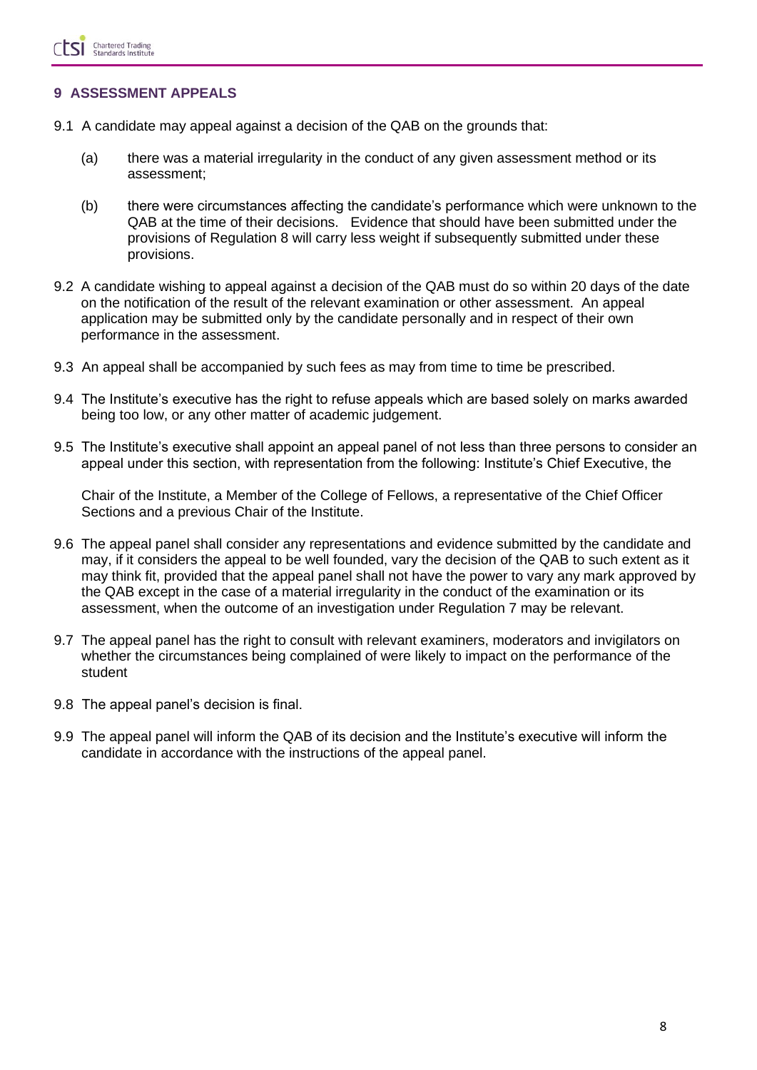## 9 ASSESSMENT APPEALS

9.1 A candidate may appeal against a decision of the QAB on the grounds that:

(a) there was a material irregularity in the conduct of any given assessment method or its assessment;

(b) there were circumstances affecting the candidate's performance which were unknown to the QAB at the time of their decisions. Evidence that should have been submitted under the provisions of Regulation 8 will carry less weight if subsequently submitted under these provisions.

9.2 A candidate wishing to appeal against a decision of the QAB must do so within 20 days of the date on the notification of the result of the relevant examination or other assessment. An appeal application may be submitted only by the candidate personally and in respect of their own performance in the assessment.

9.3 An appeal shall be accompanied by such fees as may from time to time be prescribed.

9.4 The Institute's executive has the right to refuse appeals which are based solely on marks awarded being too low, or any other matter of academic judgement.

9.5 The Institute's executive shall appoint an appeal panel of not less than three persons to consider an appeal under this section, with representation from the following: Institute's Chief Executive, the Chair of the Institute, a Member of the College of Fellows, a representative of the Chief Officer Sections and a previous Chair of the Institute.

9.6 The appeal panel shall consider any representations and evidence submitted by the candidate and may, if it considers the appeal to be well founded, vary the decision of the QAB to such extent as it may think fit, provided that the appeal panel shall not have the power to vary any mark approved by the QAB except in the case of a material irregularity in the conduct of the examination or its assessment, when the outcome of an investigation under Regulation 7 may be relevant.

9.7 The appeal panel has the right to consult with relevant examiners, moderators and invigilators on whether the circumstances being complained of were likely to impact on the performance of the student

9.8 The appeal panel's decision is final.

9.9 The appeal panel will inform the QAB of its decision and the Institute's executive will inform the candidate in accordance with the instructions of the appeal panel.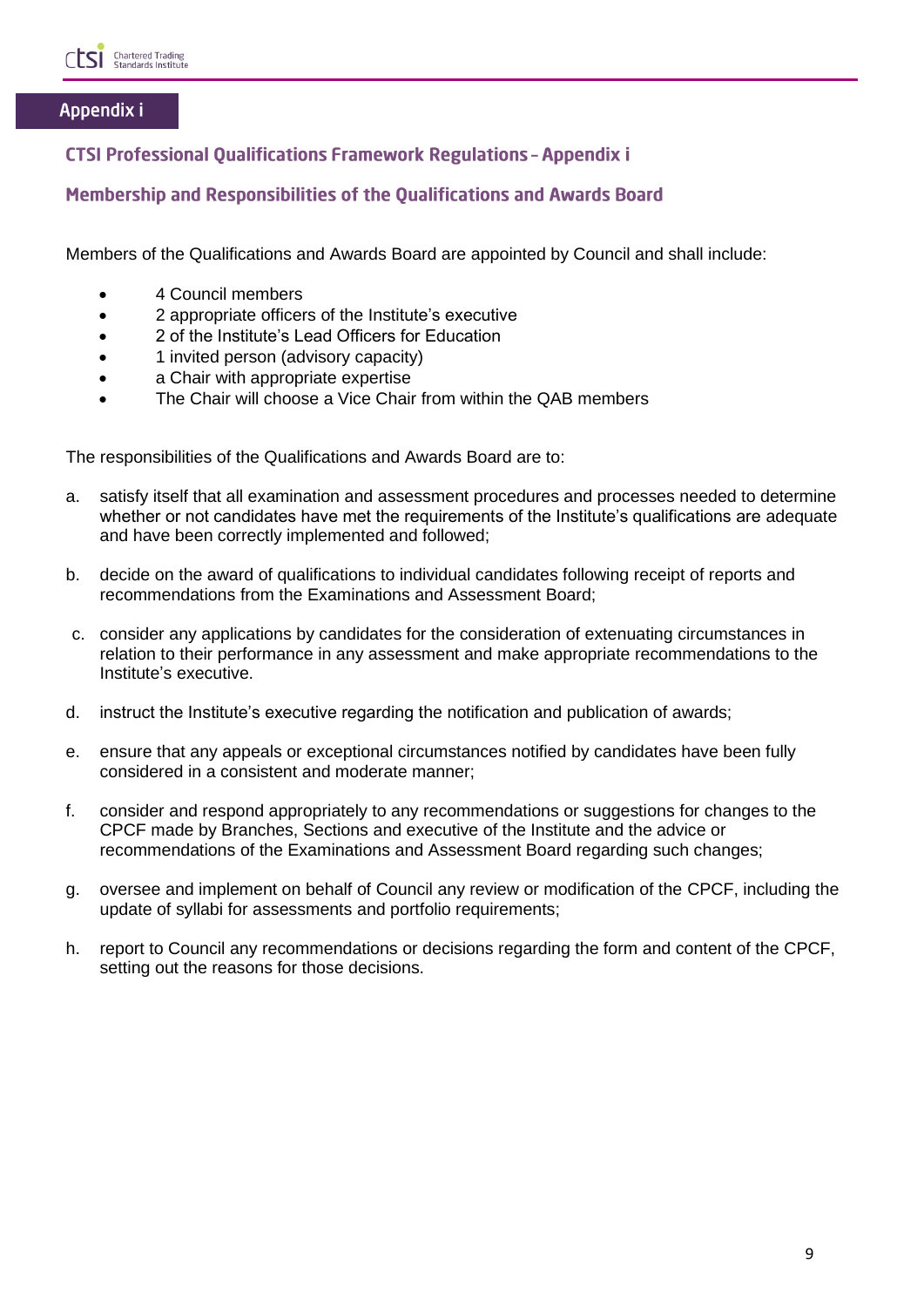## Appendix i

### CTSI Professional Qualifications Framework Regulations – Appendix i

### Membership and Responsibilities of the Qualifications and Awards Board

Members of the Qualifications and Awards Board are appointed by Council and shall include:

- 4 Council members
- 2 appropriate officers of the Institute's executive
- 2 of the Institute's Lead Officers for Education
- 1 invited person (advisory capacity)
- a Chair with appropriate expertise
- The Chair will choose a Vice Chair from within the QAB members

The responsibilities of the Qualifications and Awards Board are to:

a. satisfy itself that all examination and assessment procedures and processes needed to determine whether or not candidates have met the requirements of the Institute's qualifications are adequate and have been correctly implemented and followed;

b. decide on the award of qualifications to individual candidates following receipt of reports and recommendations from the Examinations and Assessment Board;

c. consider any applications by candidates for the consideration of extenuating circumstances in relation to their performance in any assessment and make appropriate recommendations to the Institute's executive.

d. instruct the Institute's executive regarding the notification and publication of awards;

e. ensure that any appeals or exceptional circumstances notified by candidates have been fully considered in a consistent and moderate manner;

f. consider and respond appropriately to any recommendations or suggestions for changes to the CPCF made by Branches, Sections and executive of the Institute and the advice or recommendations of the Examinations and Assessment Board regarding such changes;

g. oversee and implement on behalf of Council any review or modification of the CPCF, including the update of syllabi for assessments and portfolio requirements;

h. report to Council any recommendations or decisions regarding the form and content of the CPCF, setting out the reasons for those decisions.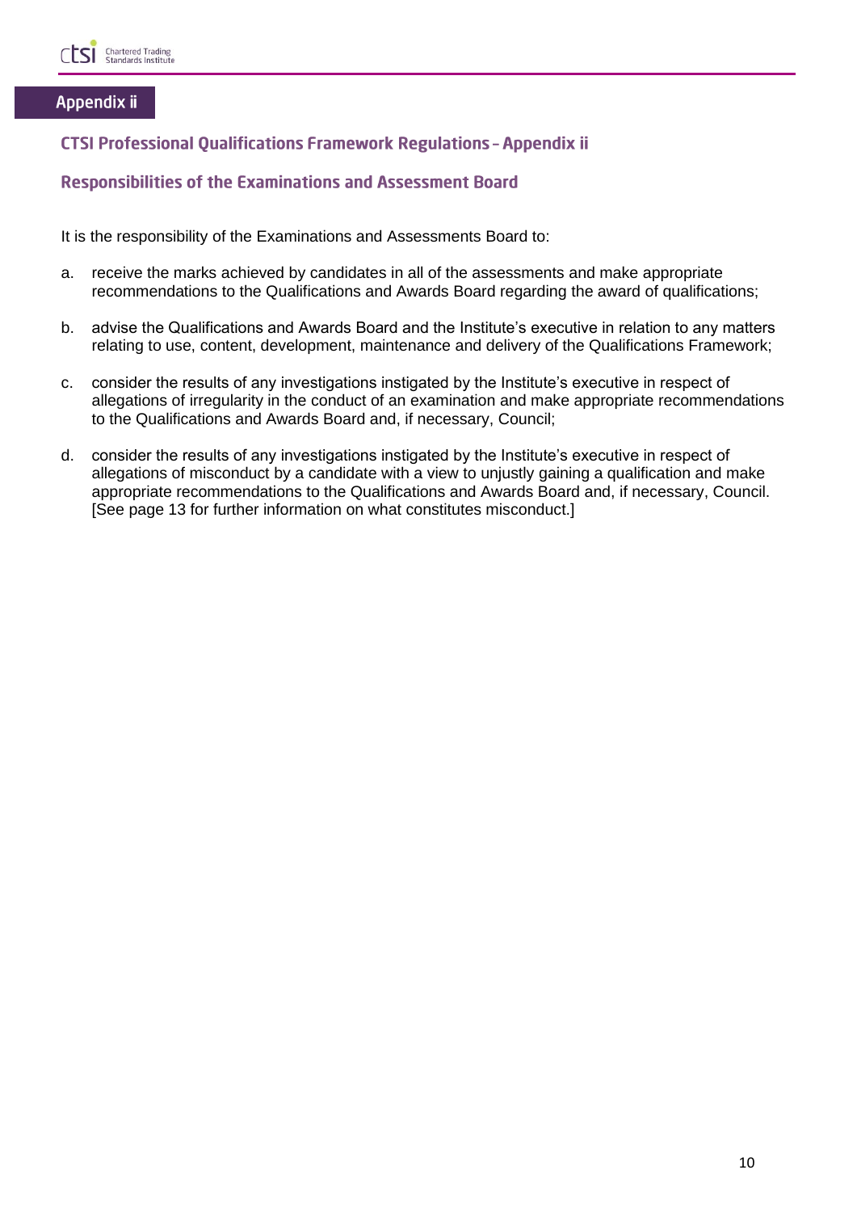# Appendix ii

## CTSI Professional Qualifications Framework Regulations – Appendix ii

### Responsibilities of the Examinations and Assessment Board

It is the responsibility of the Examinations and Assessments Board to:

a. receive the marks achieved by candidates in all of the assessments and make appropriate recommendations to the Qualifications and Awards Board regarding the award of qualifications;

b. advise the Qualifications and Awards Board and the Institute's executive in relation to any matters relating to use, content, development, maintenance and delivery of the Qualifications Framework;

c. consider the results of any investigations instigated by the Institute's executive in respect of allegations of irregularity in the conduct of an examination and make appropriate recommendations to the Qualifications and Awards Board and, if necessary, Council;

d. consider the results of any investigations instigated by the Institute's executive in respect of allegations of misconduct by a candidate with a view to unjustly gaining a qualification and make appropriate recommendations to the Qualifications and Awards Board and, if necessary, Council. [See page 13 for further information on what constitutes misconduct.]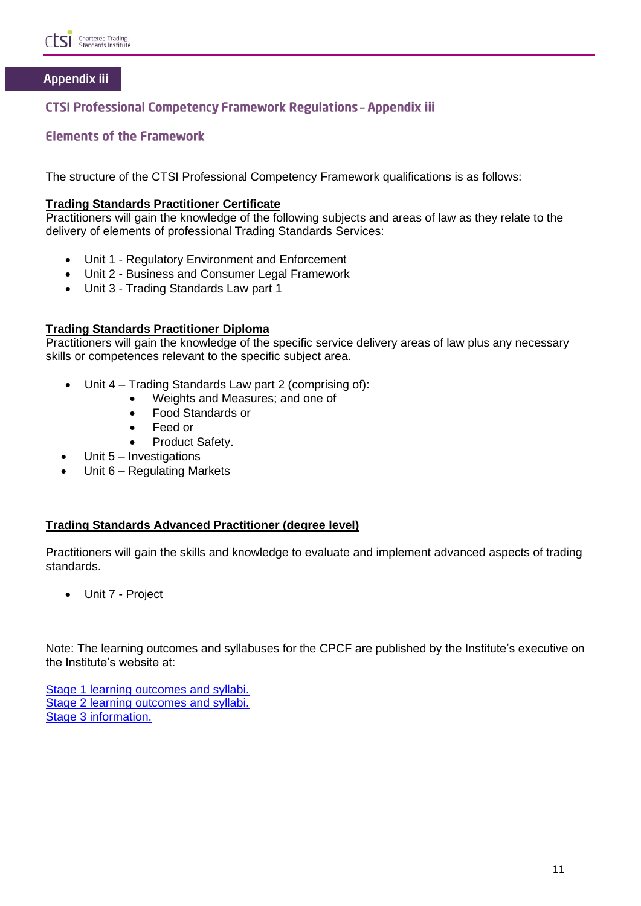# Appendix iii

## CTSI Professional Competency Framework Regulations – Appendix iii

### Elements of the Framework

The structure of the CTSI Professional Competency Framework qualifications is as follows:

**Trading Standards Practitioner Certificate**
Practitioners will gain the knowledge of the following subjects and areas of law as they relate to the delivery of elements of professional Trading Standards Services:

- Unit 1 - Regulatory Environment and Enforcement
- Unit 2 - Business and Consumer Legal Framework
- Unit 3 - Trading Standards Law part 1

**Trading Standards Practitioner Diploma**
Practitioners will gain the knowledge of the specific service delivery areas of law plus any necessary skills or competences relevant to the specific subject area.

- Unit 4 – Trading Standards Law part 2 (comprising of):
    - Weights and Measures; and one of
    - Food Standards or
    - Feed or
    - Product Safety.
- Unit 5 – Investigations
- Unit 6 – Regulating Markets

**Trading Standards Advanced Practitioner (degree level)**

Practitioners will gain the skills and knowledge to evaluate and implement advanced aspects of trading standards.

- Unit 7 - Project

Note: The learning outcomes and syllabuses for the CPCF are published by the Institute's executive on the Institute's website at:

Stage 1 learning outcomes and syllabi.
Stage 2 learning outcomes and syllabi.
Stage 3 information.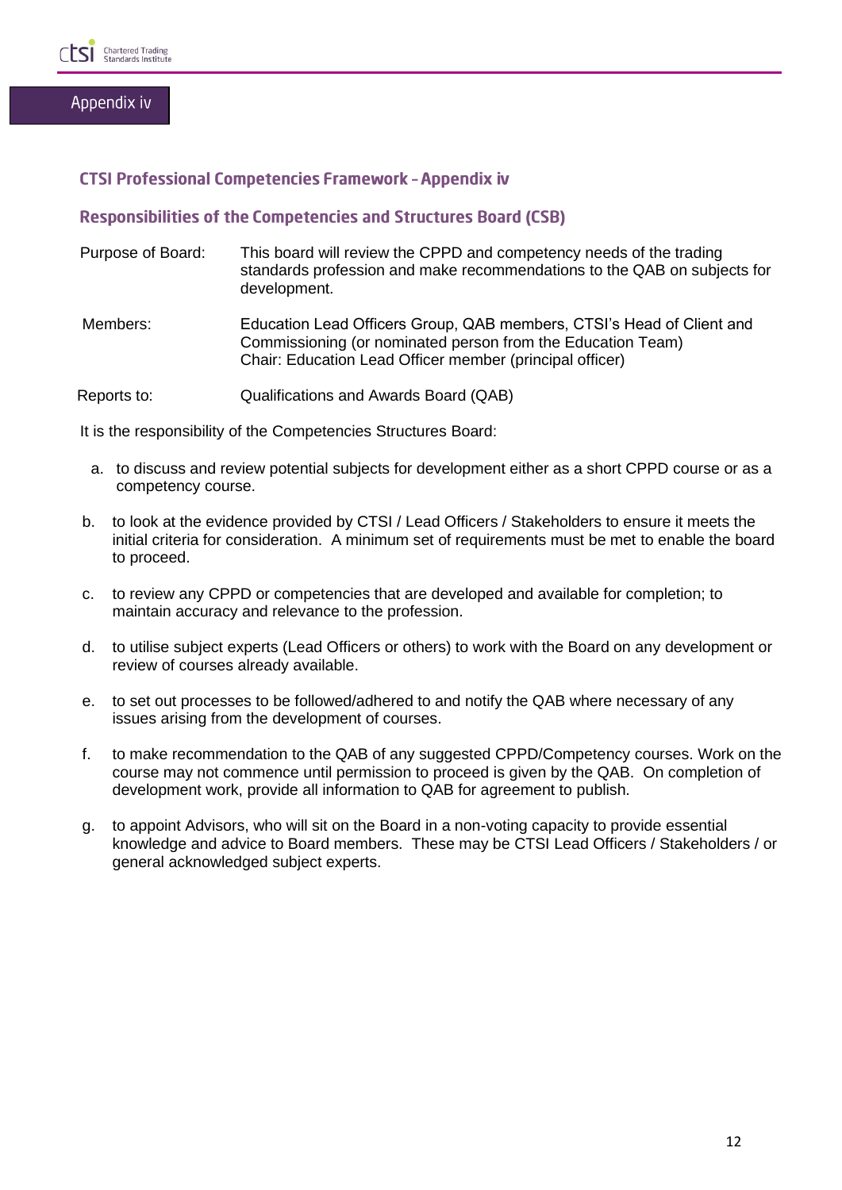Appendix iv

## CTSI Professional Competencies Framework – Appendix iv

## Responsibilities of the Competencies and Structures Board (CSB)

| | |
|---|---|
| Purpose of Board: | This board will review the CPPD and competency needs of the trading standards profession and make recommendations to the QAB on subjects for development. |
| Members: | Education Lead Officers Group, QAB members, CTSI's Head of Client and Commissioning (or nominated person from the Education Team)<br>Chair: Education Lead Officer member (principal officer) |
| Reports to: | Qualifications and Awards Board (QAB) |

It is the responsibility of the Competencies Structures Board:

a. to discuss and review potential subjects for development either as a short CPPD course or as a competency course.

b. to look at the evidence provided by CTSI / Lead Officers / Stakeholders to ensure it meets the initial criteria for consideration. A minimum set of requirements must be met to enable the board to proceed.

c. to review any CPPD or competencies that are developed and available for completion; to maintain accuracy and relevance to the profession.

d. to utilise subject experts (Lead Officers or others) to work with the Board on any development or review of courses already available.

e. to set out processes to be followed/adhered to and notify the QAB where necessary of any issues arising from the development of courses.

f. to make recommendation to the QAB of any suggested CPPD/Competency courses. Work on the course may not commence until permission to proceed is given by the QAB. On completion of development work, provide all information to QAB for agreement to publish.

g. to appoint Advisors, who will sit on the Board in a non-voting capacity to provide essential knowledge and advice to Board members. These may be CTSI Lead Officers / Stakeholders / or general acknowledged subject experts.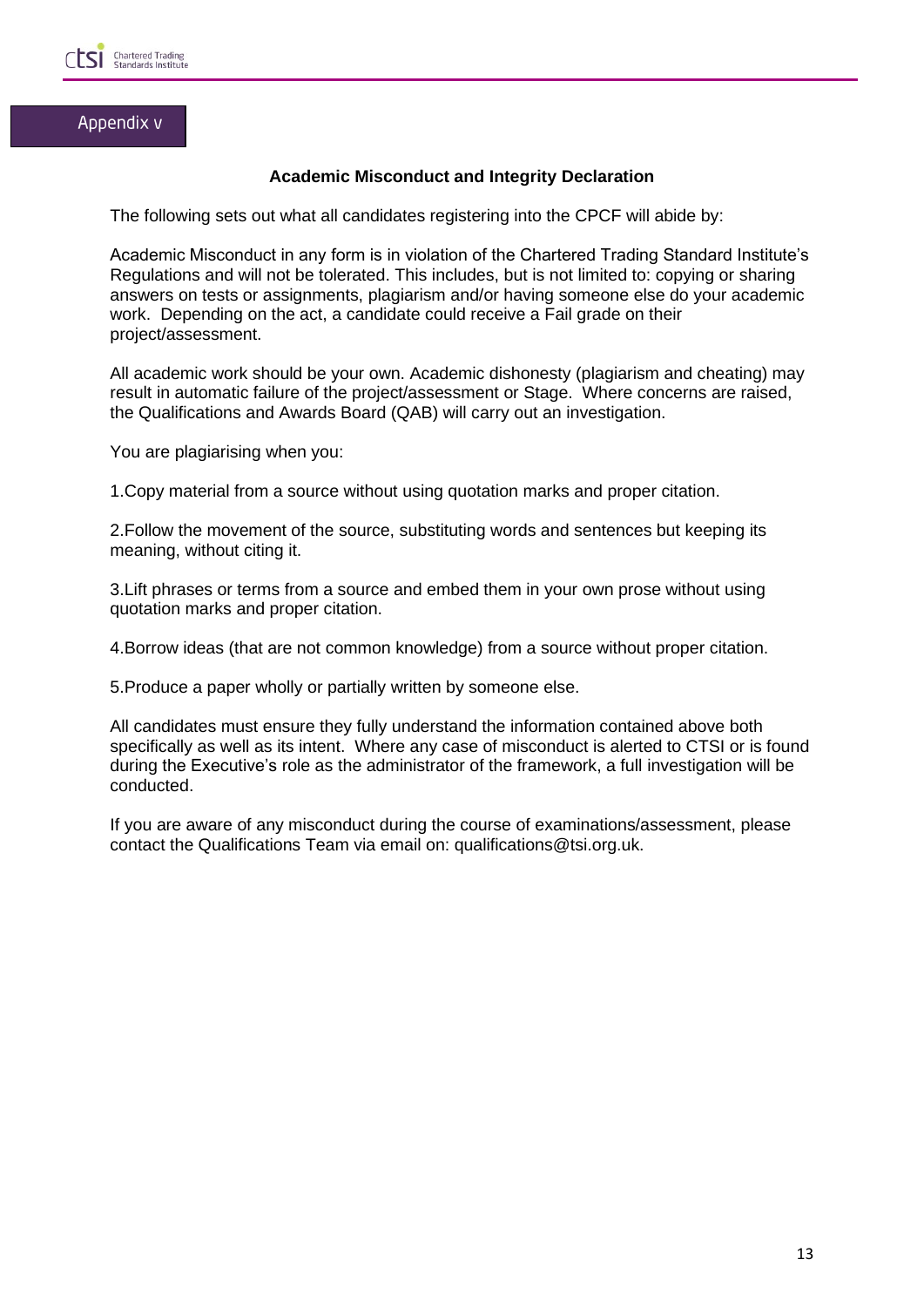## Appendix v

**Academic Misconduct and Integrity Declaration**

The following sets out what all candidates registering into the CPCF will abide by:

Academic Misconduct in any form is in violation of the Chartered Trading Standard Institute's Regulations and will not be tolerated. This includes, but is not limited to: copying or sharing answers on tests or assignments, plagiarism and/or having someone else do your academic work. Depending on the act, a candidate could receive a Fail grade on their project/assessment.

All academic work should be your own. Academic dishonesty (plagiarism and cheating) may result in automatic failure of the project/assessment or Stage. Where concerns are raised, the Qualifications and Awards Board (QAB) will carry out an investigation.

You are plagiarising when you:

1. Copy material from a source without using quotation marks and proper citation.

2. Follow the movement of the source, substituting words and sentences but keeping its meaning, without citing it.

3. Lift phrases or terms from a source and embed them in your own prose without using quotation marks and proper citation.

4. Borrow ideas (that are not common knowledge) from a source without proper citation.

5. Produce a paper wholly or partially written by someone else.

All candidates must ensure they fully understand the information contained above both specifically as well as its intent. Where any case of misconduct is alerted to CTSI or is found during the Executive's role as the administrator of the framework, a full investigation will be conducted.

If you are aware of any misconduct during the course of examinations/assessment, please contact the Qualifications Team via email on: qualifications@tsi.org.uk.